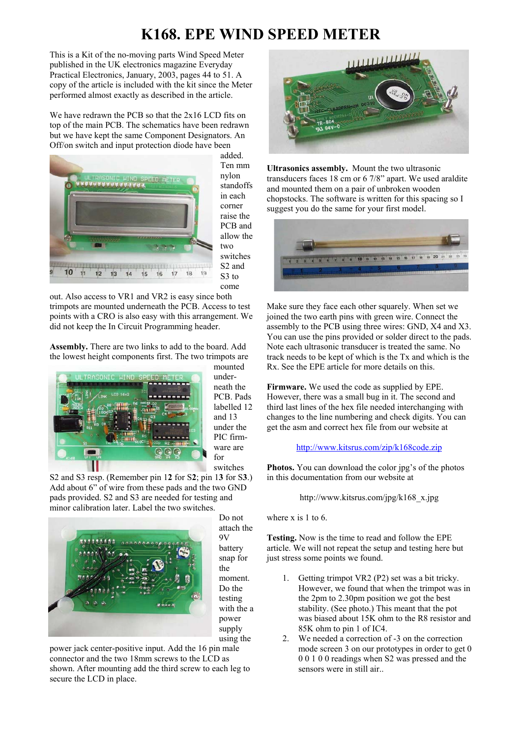# K168. EPE WIND SPEED METER

This is a Kit of the no-moving parts Wind Speed Meter published in the UK electronics magazine Everyday Practical Electronics, January, 2003, pages 44 to 51. A copy of the article is included with the kit since the Meter performed almost exactly as described in the article.

We have redrawn the PCB so that the 2x16 LCD fits on top of the main PCB. The schematics have been redrawn but we have kept the same Component Designators. An Off/on switch and input protection diode have been added. Ten mm nylon standoffs in each corner raise the PCB and allow the two switches S2 and S3 to come out. Also access to VR1 and VR2 is easy since both trimpots are mounted underneath the PCB. Access to test points with a CRO is also easy with this arrangement. We did not keep the In Circuit Programming header.

**Assembly.** There are two links to add to the board. Add the lowest height components first. The two trimpots are mounted under-neath the PCB. Pads labelled 12 and 13 under the PIC firm-ware are for switches S2 and S3 resp. (Remember pin 1**2** for S**2**; pin 1**3** for S**3**.) Add about 6" of wire from these pads and the two GND pads provided. S2 and S3 are needed for testing and minor calibration later. Label the two switches.

Do not attach the 9V battery snap for the moment. Do the testing with the a power supply using the power jack center-positive input. Add the 16 pin male connector and the two 18mm screws to the LCD as shown. After mounting add the third screw to each leg to secure the LCD in place.

**Ultrasonics assembly.** Mount the two ultrasonic transducers faces 18 cm or 6 7/8" apart. We used araldite and mounted them on a pair of unbroken wooden chopstocks. The software is written for this spacing so I suggest you do the same for your first model.

Make sure they face each other squarely. When set we joined the two earth pins with green wire. Connect the assembly to the PCB using three wires: GND, X4 and X3. You can use the pins provided or solder direct to the pads. Note each ultrasonic transducer is treated the same. No track needs to be kept of which is the Tx and which is the Rx. See the EPE article for more details on this.

**Firmware.** We used the code as supplied by EPE. However, there was a small bug in it. The second and third last lines of the hex file needed interchanging with changes to the line numbering and check digits. You can get the asm and correct hex file from our website at

http://www.kitsrus.com/zip/k168code.zip

**Photos.** You can download the color jpg's of the photos in this documentation from our website at

http://www.kitsrus.com/jpg/k168_x.jpg

where x is 1 to 6.

**Testing.** Now is the time to read and follow the EPE article. We will not repeat the setup and testing here but just stress some points we found.

1. Getting trimpot VR2 (P2) set was a bit tricky. However, we found that when the trimpot was in the 2pm to 2.30pm position we got the best stability. (See photo.) This meant that the pot was biased about 15K ohm to the R8 resistor and 85K ohm to pin 1 of IC4.
2. We needed a correction of -3 on the correction mode screen 3 on our prototypes in order to get 0 0 0 1 0 0 readings when S2 was pressed and the sensors were in still air..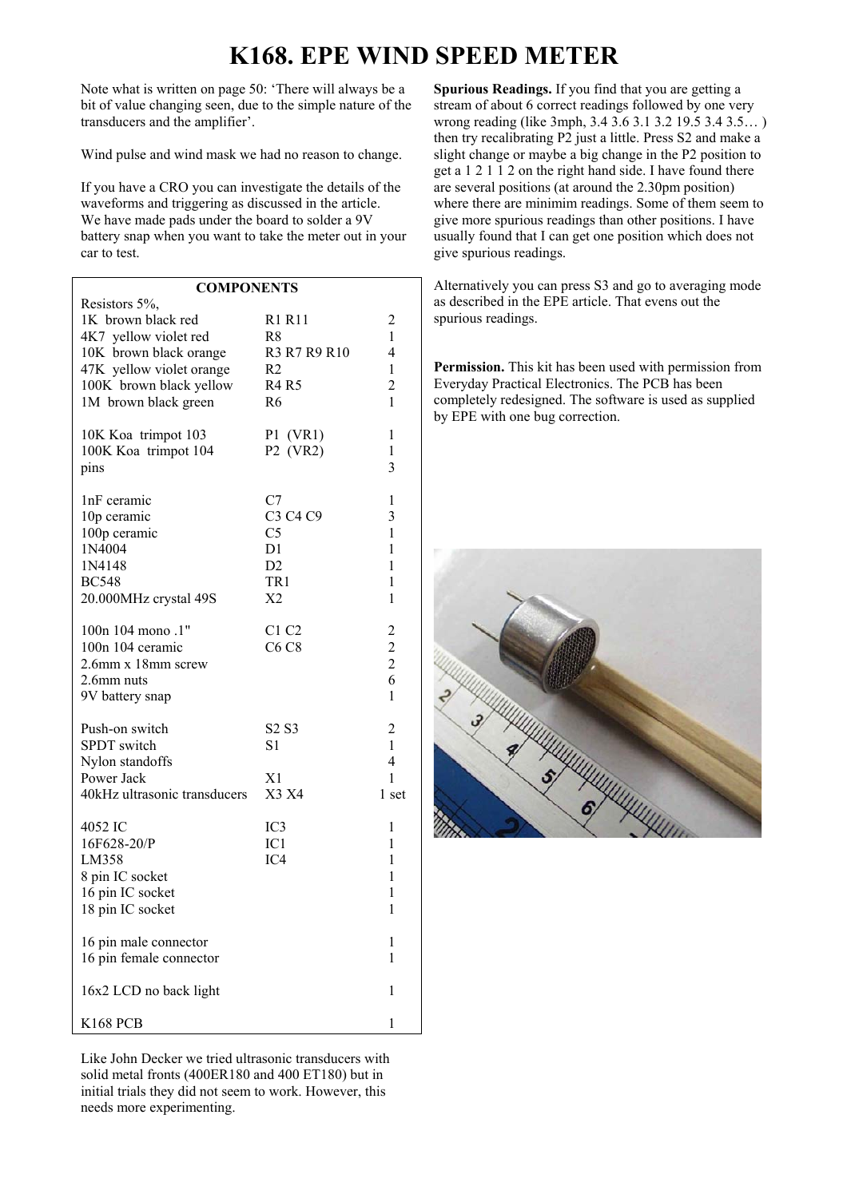# K168. EPE WIND SPEED METER

Note what is written on page 50: 'There will always be a bit of value changing seen, due to the simple nature of the transducers and the amplifier'.

Wind pulse and wind mask we had no reason to change.

If you have a CRO you can investigate the details of the waveforms and triggering as discussed in the article. We have made pads under the board to solder a 9V battery snap when you want to take the meter out in your car to test.

| COMPONENTS | | |
|---|---|---|
| Resistors 5%, | | |
| 1K brown black red | R1 R11 | 2 |
| 4K7 yellow violet red | R8 | 1 |
| 10K brown black orange | R3 R7 R9 R10 | 4 |
| 47K yellow violet orange | R2 | 1 |
| 100K brown black yellow | R4 R5 | 2 |
| 1M brown black green | R6 | 1 |
| | | |
| 10K Koa trimpot 103 | P1 (VR1) | 1 |
| 100K Koa trimpot 104 | P2 (VR2) | 1 |
| pins | | 3 |
| | | |
| 1nF ceramic | C7 | 1 |
| 10p ceramic | C3 C4 C9 | 3 |
| 100p ceramic | C5 | 1 |
| 1N4004 | D1 | 1 |
| 1N4148 | D2 | 1 |
| BC548 | TR1 | 1 |
| 20.000MHz crystal 49S | X2 | 1 |
| | | |
| 100n 104 mono .1" | C1 C2 | 2 |
| 100n 104 ceramic | C6 C8 | 2 |
| 2.6mm x 18mm screw | | 2 |
| 2.6mm nuts | | 6 |
| 9V battery snap | | 1 |
| | | |
| Push-on switch | S2 S3 | 2 |
| SPDT switch | S1 | 1 |
| Nylon standoffs | | 4 |
| Power Jack | X1 | 1 |
| 40kHz ultrasonic transducers | X3 X4 | 1 set |
| | | |
| 4052 IC | IC3 | 1 |
| 16F628-20/P | IC1 | 1 |
| LM358 | IC4 | 1 |
| 8 pin IC socket | | 1 |
| 16 pin IC socket | | 1 |
| 18 pin IC socket | | 1 |
| | | |
| 16 pin male connector | | 1 |
| 16 pin female connector | | 1 |
| | | |
| 16x2 LCD no back light | | 1 |
| | | |
| K168 PCB | | 1 |

Like John Decker we tried ultrasonic transducers with solid metal fronts (400ER180 and 400 ET180) but in initial trials they did not seem to work. However, this needs more experimenting.

**Spurious Readings.** If you find that you are getting a stream of about 6 correct readings followed by one very wrong reading (like 3mph, 3.4 3.6 3.1 3.2 19.5 3.4 3.5… ) then try recalibrating P2 just a little. Press S2 and make a slight change or maybe a big change in the P2 position to get a 1 2 1 1 2 on the right hand side. I have found there are several positions (at around the 2.30pm position) where there are minimim readings. Some of them seem to give more spurious readings than other positions. I have usually found that I can get one position which does not give spurious readings.

Alternatively you can press S3 and go to averaging mode as described in the EPE article. That evens out the spurious readings.

**Permission.** This kit has been used with permission from Everyday Practical Electronics. The PCB has been completely redesigned. The software is used as supplied by EPE with one bug correction.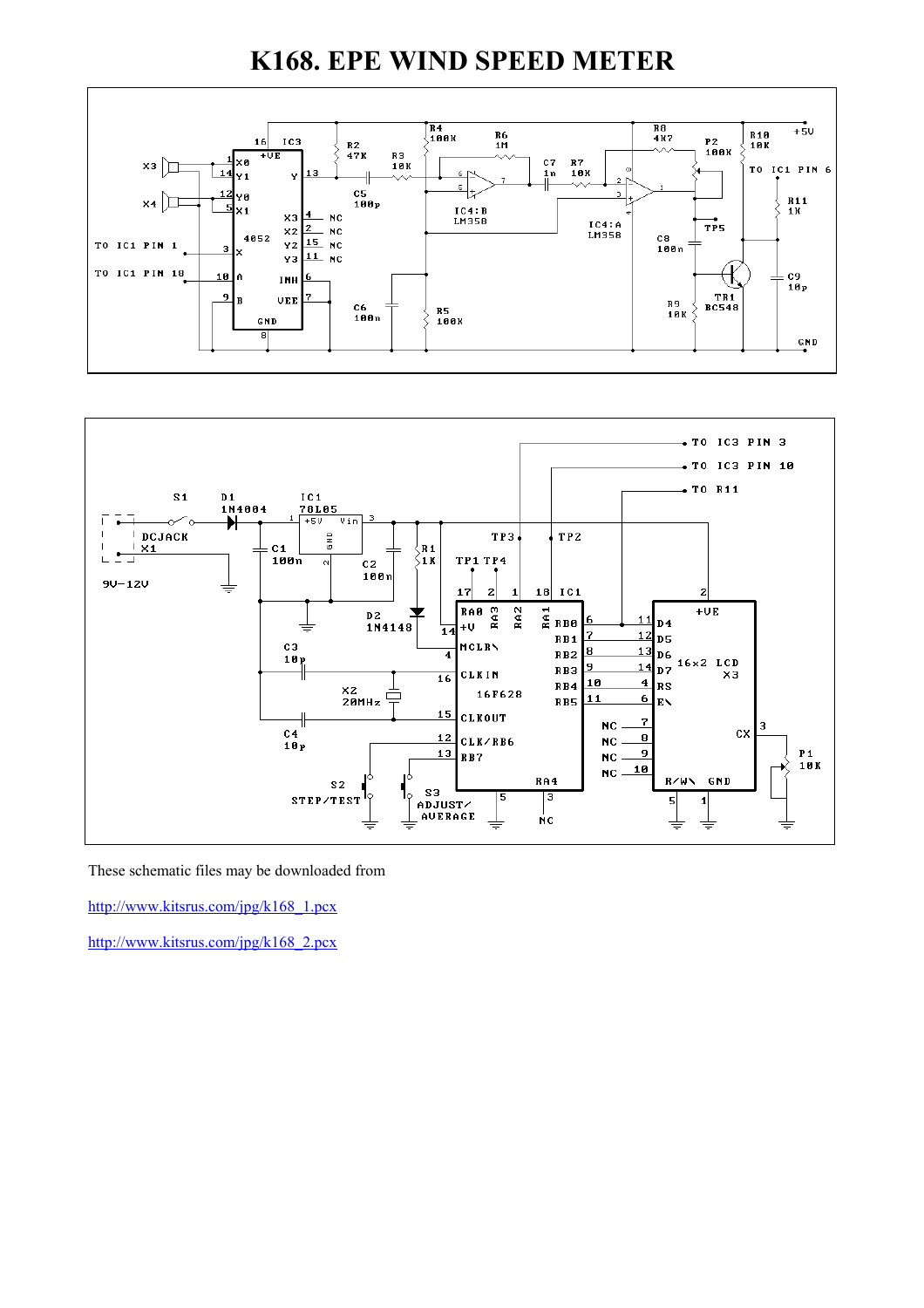# K168. EPE WIND SPEED METER

X3
X4
TO IC1 PIN 1
TO IC1 PIN 18
16 IC3
+VE
1 X0
14 Y1
12 Y0
5 X1
3 X
10 A
9 B
4052
Y 13
X3 4 NC
X2 2 NC
Y2 15 NC
Y3 11 NC
INH 6
VEE 7
GND 8
R2 47K
C5 100p
R3 10K
R4 100K
R6 1M
IC4:B LM358
C6 100n
R5 100K
C7 1n
R7 10K
IC4:A LM358
R8 4K7
P2 100K
TP5
C8 100n
R9 10K
TR1 BC548
R10 10K
+5V
TO IC1 PIN 6
R11 1K
C9 10p
GND

S1
D1 1N4004
IC1 78L05
+5V Vin
GND
DCJACK X1
9V-12V
C1 100n
C2 100n
R1 1K
D2 1N4148
C3 10p
X2 20MHz
C4 10p
S2 STEP/TEST
S3 ADJUST/AVERAGE
TP3 TP2
TP1 TP4
17 2 1 18 IC1
RA0 RA3 RA2 RA1
14 +V
4 MCLR\
16 CLKIN
16F628
15 CLKOUT
12 CLK/RB6
13 RB7
RB0 6
RB1 7
RB2 8
RB3 9
RB4 10
RB5 11
RA4 3
5
NC
TO IC3 PIN 3
TO IC3 PIN 10
TO R11
2 +VE
11 D4
12 D5
13 D6
14 D7
4 RS
6 E\
16x2 LCD X3
NC 7
NC 8
NC 9
NC 10
CX 3
R/W\ GND
5 1
P1 10K

These schematic files may be downloaded from

http://www.kitsrus.com/jpg/k168_1.pcx

http://www.kitsrus.com/jpg/k168_2.pcx